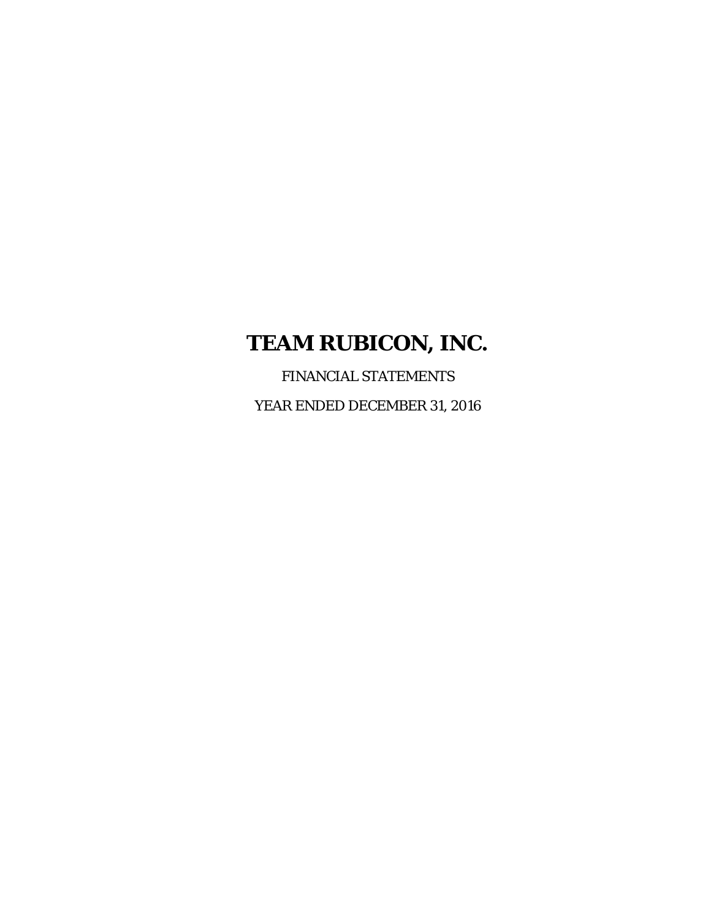# TEAM RUBICON, INC.

FINANCIAL STATEMENTS

YEAR ENDED DECEMBER 31, 2016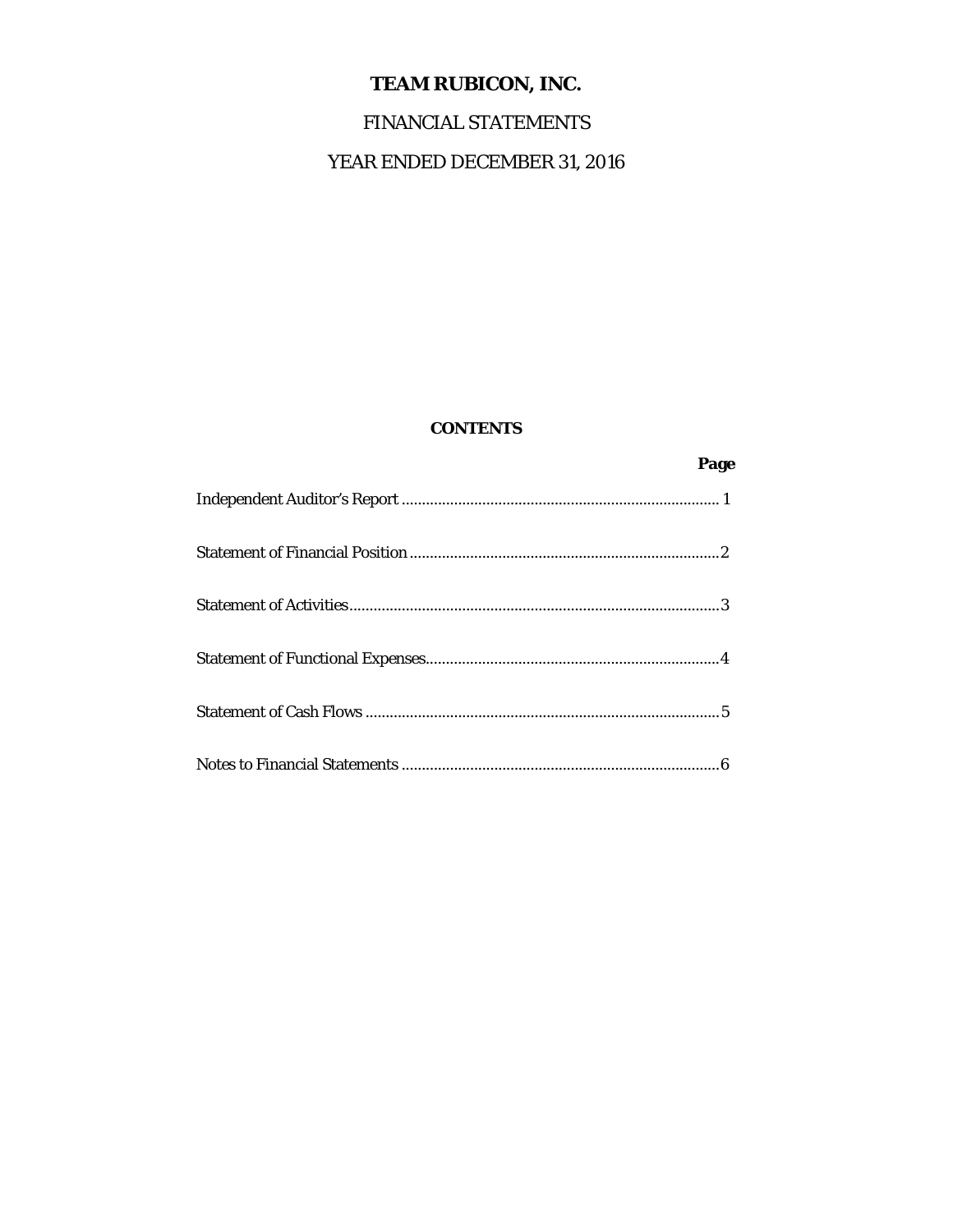# TEAM RUBICON, INC.

FINANCIAL STATEMENTS

YEAR ENDED DECEMBER 31, 2016

**CONTENTS**

| | **Page** |
|---|---|
| Independent Auditor's Report | 1 |
| Statement of Financial Position | 2 |
| Statement of Activities | 3 |
| Statement of Functional Expenses | 4 |
| Statement of Cash Flows | 5 |
| Notes to Financial Statements | 6 |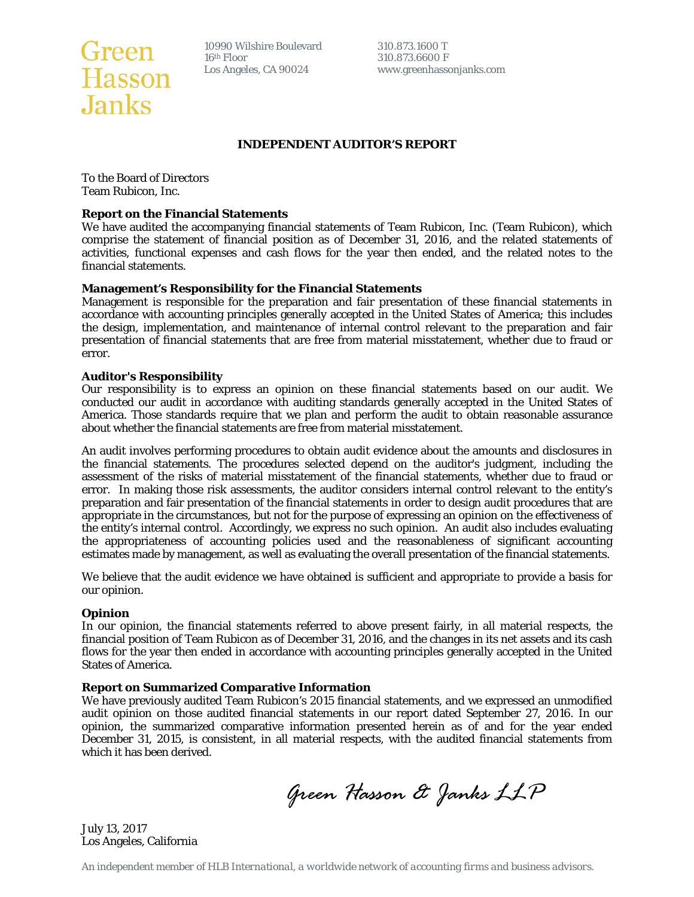Green Hasson Janks

10990 Wilshire Boulevard
16th Floor
Los Angeles, CA 90024

310.873.1600 T
310.873.6600 F
www.greenhassonjanks.com

## INDEPENDENT AUDITOR'S REPORT

To the Board of Directors
Team Rubicon, Inc.

**Report on the Financial Statements**
We have audited the accompanying financial statements of Team Rubicon, Inc. (Team Rubicon), which comprise the statement of financial position as of December 31, 2016, and the related statements of activities, functional expenses and cash flows for the year then ended, and the related notes to the financial statements.

**Management's Responsibility for the Financial Statements**
Management is responsible for the preparation and fair presentation of these financial statements in accordance with accounting principles generally accepted in the United States of America; this includes the design, implementation, and maintenance of internal control relevant to the preparation and fair presentation of financial statements that are free from material misstatement, whether due to fraud or error.

**Auditor's Responsibility**
Our responsibility is to express an opinion on these financial statements based on our audit. We conducted our audit in accordance with auditing standards generally accepted in the United States of America. Those standards require that we plan and perform the audit to obtain reasonable assurance about whether the financial statements are free from material misstatement.

An audit involves performing procedures to obtain audit evidence about the amounts and disclosures in the financial statements. The procedures selected depend on the auditor's judgment, including the assessment of the risks of material misstatement of the financial statements, whether due to fraud or error. In making those risk assessments, the auditor considers internal control relevant to the entity's preparation and fair presentation of the financial statements in order to design audit procedures that are appropriate in the circumstances, but not for the purpose of expressing an opinion on the effectiveness of the entity's internal control. Accordingly, we express no such opinion. An audit also includes evaluating the appropriateness of accounting policies used and the reasonableness of significant accounting estimates made by management, as well as evaluating the overall presentation of the financial statements.

We believe that the audit evidence we have obtained is sufficient and appropriate to provide a basis for our opinion.

**Opinion**
In our opinion, the financial statements referred to above present fairly, in all material respects, the financial position of Team Rubicon as of December 31, 2016, and the changes in its net assets and its cash flows for the year then ended in accordance with accounting principles generally accepted in the United States of America.

**Report on Summarized Comparative Information**
We have previously audited Team Rubicon's 2015 financial statements, and we expressed an unmodified audit opinion on those audited financial statements in our report dated September 27, 2016. In our opinion, the summarized comparative information presented herein as of and for the year ended December 31, 2015, is consistent, in all material respects, with the audited financial statements from which it has been derived.

*Green Hasson & Janks LLP*

July 13, 2017
Los Angeles, California

*An independent member of HLB International, a worldwide network of accounting firms and business advisors.*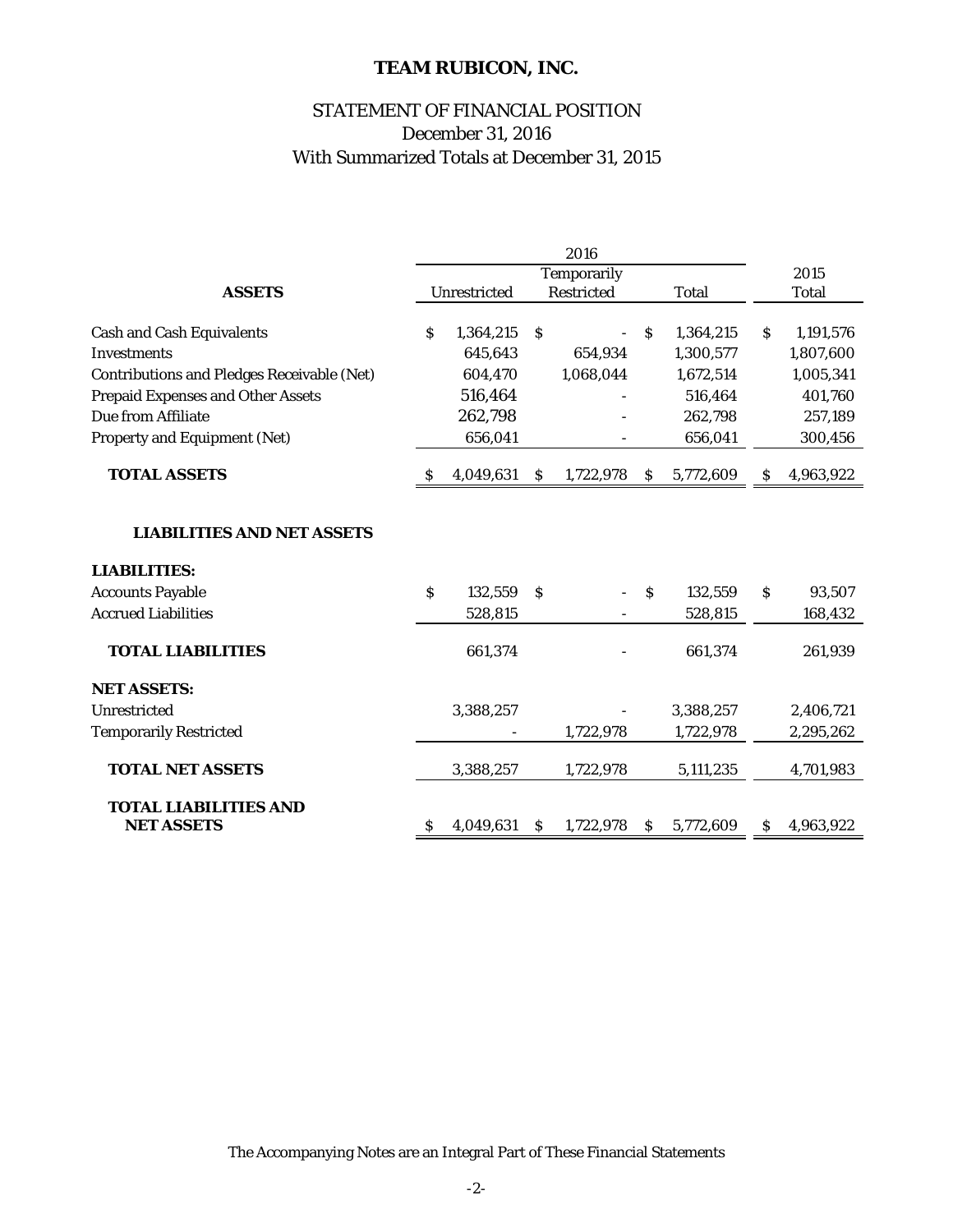# TEAM RUBICON, INC.

## STATEMENT OF FINANCIAL POSITION
December 31, 2016
With Summarized Totals at December 31, 2015

| | 2016 | | | |
|---|---|---|---|---|
| **ASSETS** | Unrestricted | Temporarily Restricted | Total | 2015 Total |
| Cash and Cash Equivalents | $ 1,364,215 | $ - | $ 1,364,215 | $ 1,191,576 |
| Investments | 645,643 | 654,934 | 1,300,577 | 1,807,600 |
| Contributions and Pledges Receivable (Net) | 604,470 | 1,068,044 | 1,672,514 | 1,005,341 |
| Prepaid Expenses and Other Assets | 516,464 | - | 516,464 | 401,760 |
| Due from Affiliate | 262,798 | - | 262,798 | 257,189 |
| Property and Equipment (Net) | 656,041 | - | 656,041 | 300,456 |
| **TOTAL ASSETS** | $ 4,049,631 | $ 1,722,978 | $ 5,772,609 | $ 4,963,922 |
| **LIABILITIES AND NET ASSETS** | | | | |
| **LIABILITIES:** | | | | |
| Accounts Payable | $ 132,559 | $ - | $ 132,559 | $ 93,507 |
| Accrued Liabilities | 528,815 | - | 528,815 | 168,432 |
| **TOTAL LIABILITIES** | 661,374 | - | 661,374 | 261,939 |
| **NET ASSETS:** | | | | |
| Unrestricted | 3,388,257 | - | 3,388,257 | 2,406,721 |
| Temporarily Restricted | - | 1,722,978 | 1,722,978 | 2,295,262 |
| **TOTAL NET ASSETS** | 3,388,257 | 1,722,978 | 5,111,235 | 4,701,983 |
| **TOTAL LIABILITIES AND NET ASSETS** | $ 4,049,631 | $ 1,722,978 | $ 5,772,609 | $ 4,963,922 |

The Accompanying Notes are an Integral Part of These Financial Statements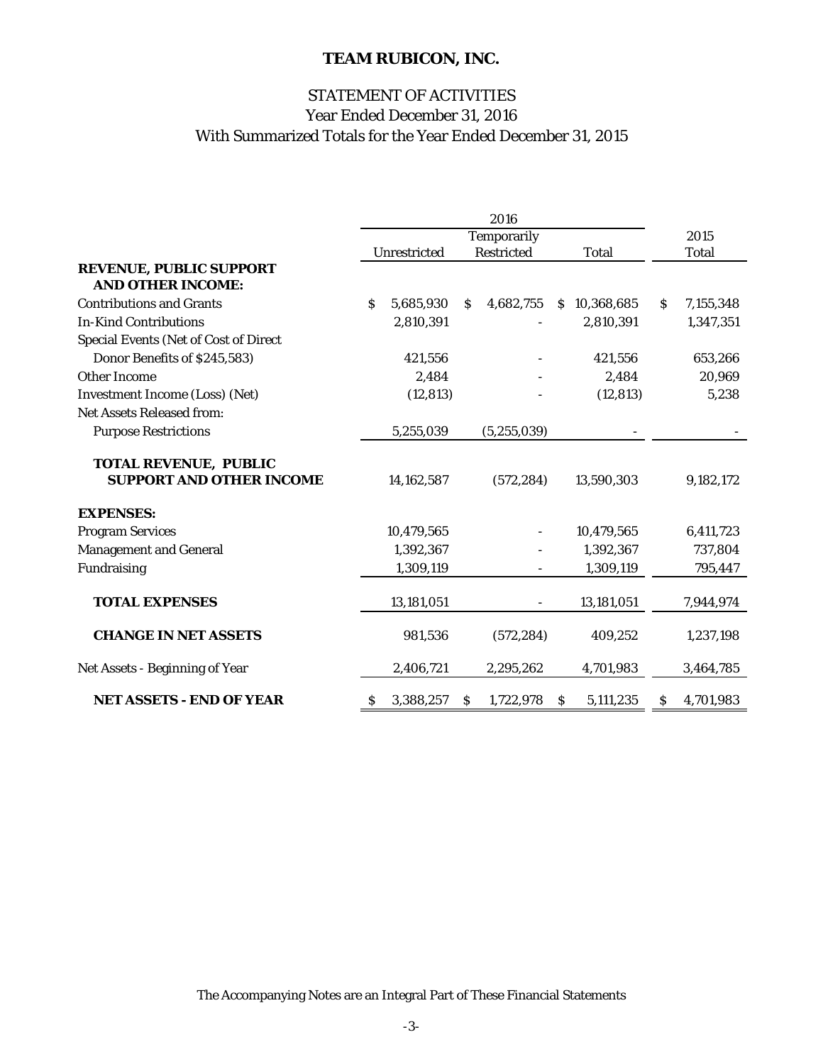# TEAM RUBICON, INC.

## STATEMENT OF ACTIVITIES
Year Ended December 31, 2016
With Summarized Totals for the Year Ended December 31, 2015

| | 2016 | | | 2015 |
|---|---|---|---|---|
| | Unrestricted | Temporarily Restricted | Total | Total |
| **REVENUE, PUBLIC SUPPORT AND OTHER INCOME:** | | | | |
| Contributions and Grants | $ 5,685,930 | $ 4,682,755 | $ 10,368,685 | $ 7,155,348 |
| In-Kind Contributions | 2,810,391 | - | 2,810,391 | 1,347,351 |
| Special Events (Net of Cost of Direct Donor Benefits of $245,583) | 421,556 | - | 421,556 | 653,266 |
| Other Income | 2,484 | - | 2,484 | 20,969 |
| Investment Income (Loss) (Net) | (12,813) | - | (12,813) | 5,238 |
| Net Assets Released from: | | | | |
| Purpose Restrictions | 5,255,039 | (5,255,039) | - | - |
| **TOTAL REVENUE, PUBLIC SUPPORT AND OTHER INCOME** | 14,162,587 | (572,284) | 13,590,303 | 9,182,172 |
| **EXPENSES:** | | | | |
| Program Services | 10,479,565 | - | 10,479,565 | 6,411,723 |
| Management and General | 1,392,367 | - | 1,392,367 | 737,804 |
| Fundraising | 1,309,119 | - | 1,309,119 | 795,447 |
| **TOTAL EXPENSES** | 13,181,051 | - | 13,181,051 | 7,944,974 |
| **CHANGE IN NET ASSETS** | 981,536 | (572,284) | 409,252 | 1,237,198 |
| Net Assets - Beginning of Year | 2,406,721 | 2,295,262 | 4,701,983 | 3,464,785 |
| **NET ASSETS - END OF YEAR** | $ 3,388,257 | $ 1,722,978 | $ 5,111,235 | $ 4,701,983 |

The Accompanying Notes are an Integral Part of These Financial Statements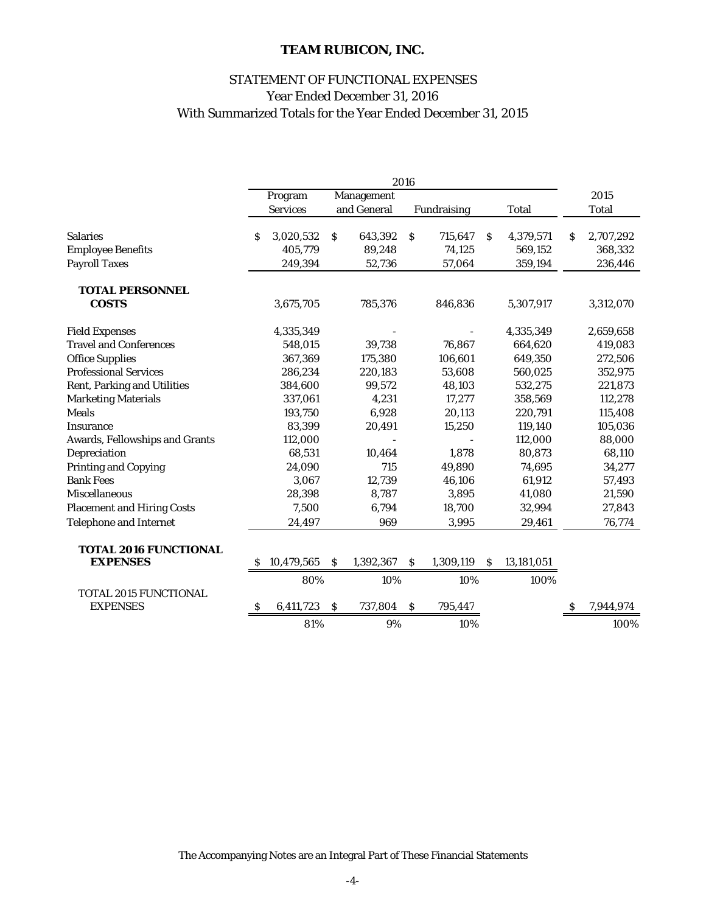# TEAM RUBICON, INC.

## STATEMENT OF FUNCTIONAL EXPENSES
### Year Ended December 31, 2016
### With Summarized Totals for the Year Ended December 31, 2015

| | 2016 | | | | 2015 |
|---|---|---|---|---|---|
| | Program Services | Management and General | Fundraising | Total | Total |
| Salaries | $ 3,020,532 | $ 643,392 | $ 715,647 | $ 4,379,571 | $ 2,707,292 |
| Employee Benefits | 405,779 | 89,248 | 74,125 | 569,152 | 368,332 |
| Payroll Taxes | 249,394 | 52,736 | 57,064 | 359,194 | 236,446 |
| **TOTAL PERSONNEL COSTS** | 3,675,705 | 785,376 | 846,836 | 5,307,917 | 3,312,070 |
| Field Expenses | 4,335,349 | - | - | 4,335,349 | 2,659,658 |
| Travel and Conferences | 548,015 | 39,738 | 76,867 | 664,620 | 419,083 |
| Office Supplies | 367,369 | 175,380 | 106,601 | 649,350 | 272,506 |
| Professional Services | 286,234 | 220,183 | 53,608 | 560,025 | 352,975 |
| Rent, Parking and Utilities | 384,600 | 99,572 | 48,103 | 532,275 | 221,873 |
| Marketing Materials | 337,061 | 4,231 | 17,277 | 358,569 | 112,278 |
| Meals | 193,750 | 6,928 | 20,113 | 220,791 | 115,408 |
| Insurance | 83,399 | 20,491 | 15,250 | 119,140 | 105,036 |
| Awards, Fellowships and Grants | 112,000 | - | - | 112,000 | 88,000 |
| Depreciation | 68,531 | 10,464 | 1,878 | 80,873 | 68,110 |
| Printing and Copying | 24,090 | 715 | 49,890 | 74,695 | 34,277 |
| Bank Fees | 3,067 | 12,739 | 46,106 | 61,912 | 57,493 |
| Miscellaneous | 28,398 | 8,787 | 3,895 | 41,080 | 21,590 |
| Placement and Hiring Costs | 7,500 | 6,794 | 18,700 | 32,994 | 27,843 |
| Telephone and Internet | 24,497 | 969 | 3,995 | 29,461 | 76,774 |
| **TOTAL 2016 FUNCTIONAL EXPENSES** | $ 10,479,565 | $ 1,392,367 | $ 1,309,119 | $ 13,181,051 | |
| | 80% | 10% | 10% | 100% | |
| TOTAL 2015 FUNCTIONAL EXPENSES | $ 6,411,723 | $ 737,804 | $ 795,447 | | $ 7,944,974 |
| | 81% | 9% | 10% | | 100% |

The Accompanying Notes are an Integral Part of These Financial Statements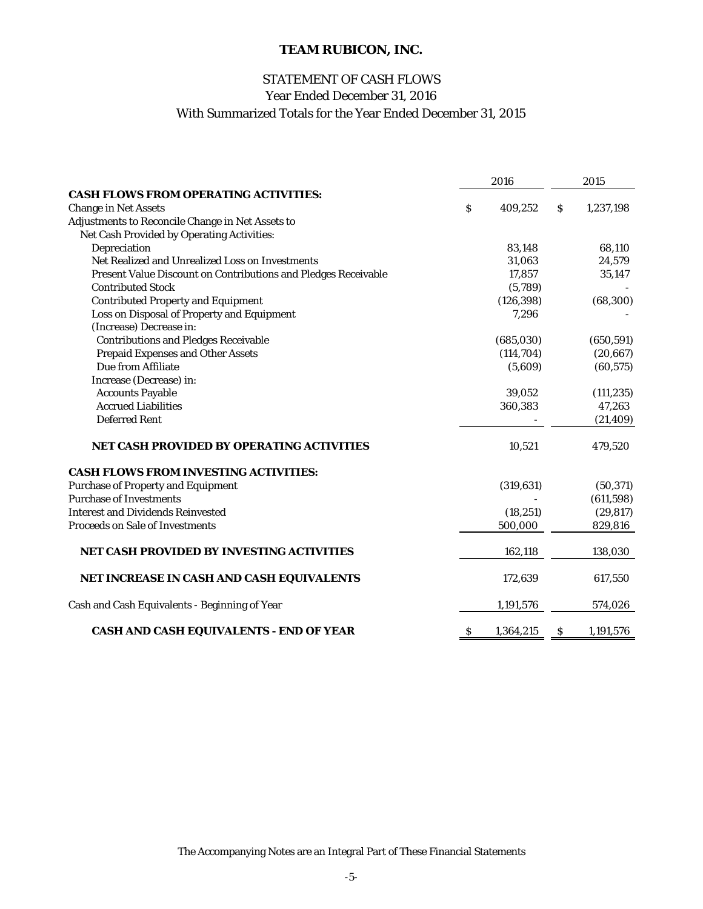# TEAM RUBICON, INC.

## STATEMENT OF CASH FLOWS
### Year Ended December 31, 2016
### With Summarized Totals for the Year Ended December 31, 2015

| | 2016 | 2015 |
|---|---|---|
| **CASH FLOWS FROM OPERATING ACTIVITIES:** | | |
| Change in Net Assets | $ 409,252 | $ 1,237,198 |
| Adjustments to Reconcile Change in Net Assets to | | |
| Net Cash Provided by Operating Activities: | | |
| Depreciation | 83,148 | 68,110 |
| Net Realized and Unrealized Loss on Investments | 31,063 | 24,579 |
| Present Value Discount on Contributions and Pledges Receivable | 17,857 | 35,147 |
| Contributed Stock | (5,789) | - |
| Contributed Property and Equipment | (126,398) | (68,300) |
| Loss on Disposal of Property and Equipment | 7,296 | - |
| (Increase) Decrease in: | | |
| Contributions and Pledges Receivable | (685,030) | (650,591) |
| Prepaid Expenses and Other Assets | (114,704) | (20,667) |
| Due from Affiliate | (5,609) | (60,575) |
| Increase (Decrease) in: | | |
| Accounts Payable | 39,052 | (111,235) |
| Accrued Liabilities | 360,383 | 47,263 |
| Deferred Rent | - | (21,409) |
| **NET CASH PROVIDED BY OPERATING ACTIVITIES** | 10,521 | 479,520 |
| **CASH FLOWS FROM INVESTING ACTIVITIES:** | | |
| Purchase of Property and Equipment | (319,631) | (50,371) |
| Purchase of Investments | - | (611,598) |
| Interest and Dividends Reinvested | (18,251) | (29,817) |
| Proceeds on Sale of Investments | 500,000 | 829,816 |
| **NET CASH PROVIDED BY INVESTING ACTIVITIES** | 162,118 | 138,030 |
| **NET INCREASE IN CASH AND CASH EQUIVALENTS** | 172,639 | 617,550 |
| Cash and Cash Equivalents - Beginning of Year | 1,191,576 | 574,026 |
| **CASH AND CASH EQUIVALENTS - END OF YEAR** | $ 1,364,215 | $ 1,191,576 |

The Accompanying Notes are an Integral Part of These Financial Statements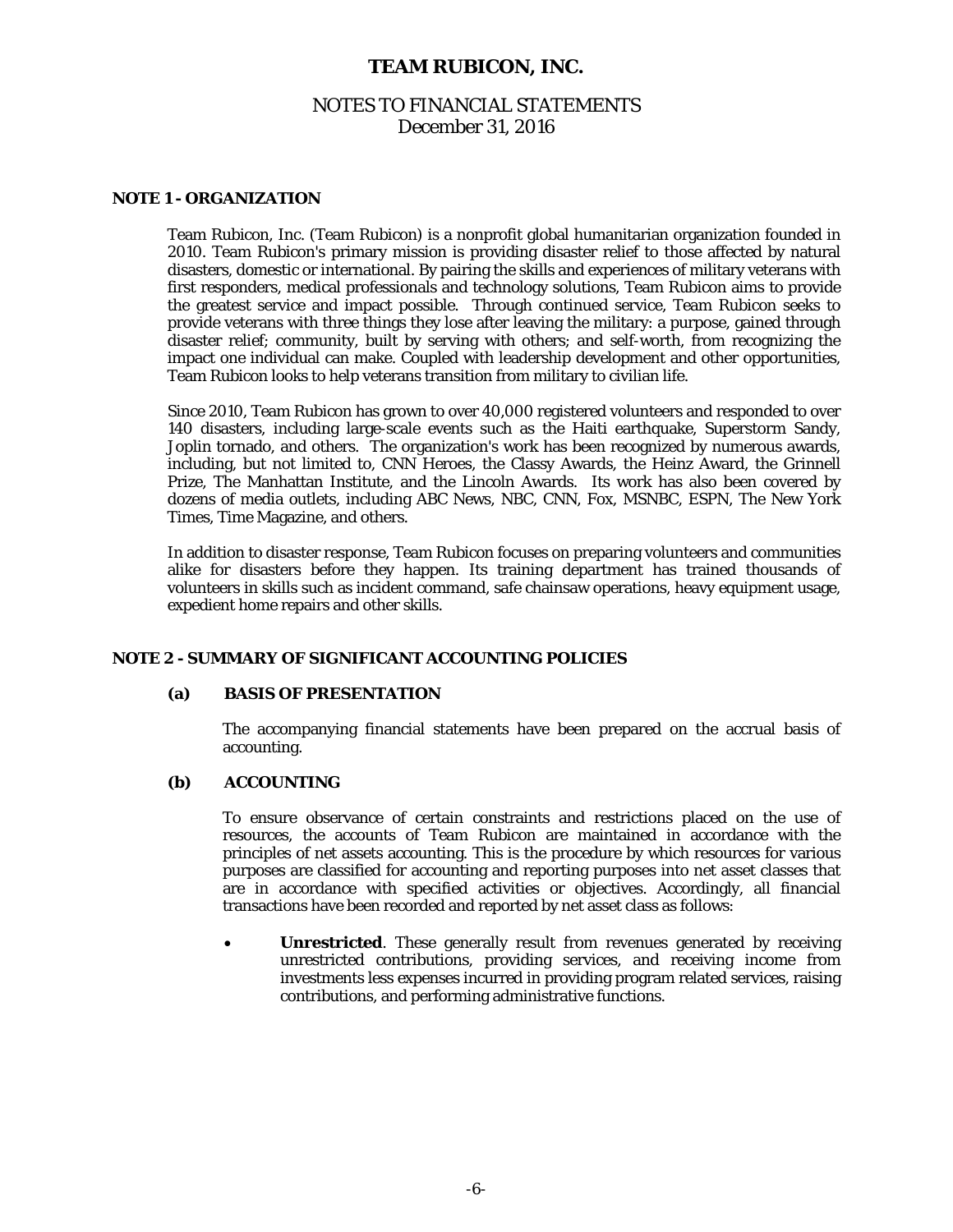# TEAM RUBICON, INC.

## NOTES TO FINANCIAL STATEMENTS
## December 31, 2016

### NOTE 1 - ORGANIZATION

Team Rubicon, Inc. (Team Rubicon) is a nonprofit global humanitarian organization founded in 2010. Team Rubicon's primary mission is providing disaster relief to those affected by natural disasters, domestic or international. By pairing the skills and experiences of military veterans with first responders, medical professionals and technology solutions, Team Rubicon aims to provide the greatest service and impact possible. Through continued service, Team Rubicon seeks to provide veterans with three things they lose after leaving the military: a purpose, gained through disaster relief; community, built by serving with others; and self-worth, from recognizing the impact one individual can make. Coupled with leadership development and other opportunities, Team Rubicon looks to help veterans transition from military to civilian life.

Since 2010, Team Rubicon has grown to over 40,000 registered volunteers and responded to over 140 disasters, including large-scale events such as the Haiti earthquake, Superstorm Sandy, Joplin tornado, and others. The organization's work has been recognized by numerous awards, including, but not limited to, CNN Heroes, the Classy Awards, the Heinz Award, the Grinnell Prize, The Manhattan Institute, and the Lincoln Awards. Its work has also been covered by dozens of media outlets, including ABC News, NBC, CNN, Fox, MSNBC, ESPN, The New York Times, Time Magazine, and others.

In addition to disaster response, Team Rubicon focuses on preparing volunteers and communities alike for disasters before they happen. Its training department has trained thousands of volunteers in skills such as incident command, safe chainsaw operations, heavy equipment usage, expedient home repairs and other skills.

### NOTE 2 - SUMMARY OF SIGNIFICANT ACCOUNTING POLICIES

#### (a) BASIS OF PRESENTATION

The accompanying financial statements have been prepared on the accrual basis of accounting.

#### (b) ACCOUNTING

To ensure observance of certain constraints and restrictions placed on the use of resources, the accounts of Team Rubicon are maintained in accordance with the principles of net assets accounting. This is the procedure by which resources for various purposes are classified for accounting and reporting purposes into net asset classes that are in accordance with specified activities or objectives. Accordingly, all financial transactions have been recorded and reported by net asset class as follows:

- **Unrestricted**. These generally result from revenues generated by receiving unrestricted contributions, providing services, and receiving income from investments less expenses incurred in providing program related services, raising contributions, and performing administrative functions.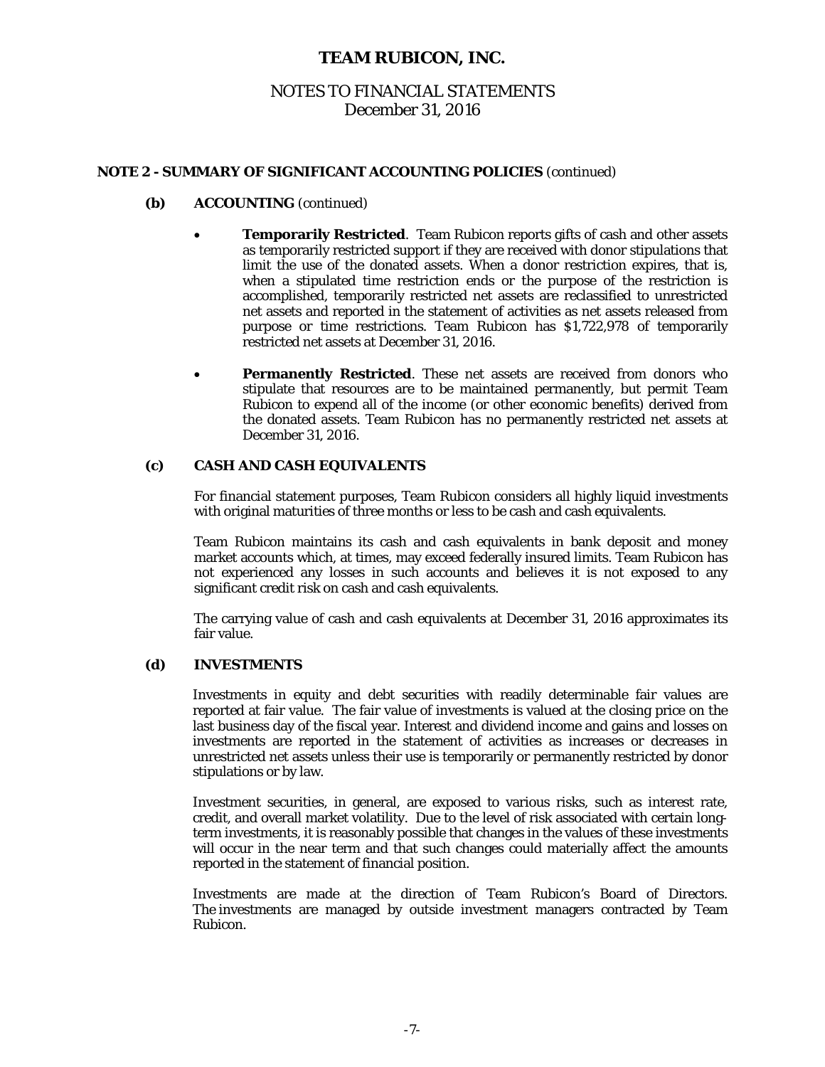# TEAM RUBICON, INC.

## NOTES TO FINANCIAL STATEMENTS
December 31, 2016

### NOTE 2 - SUMMARY OF SIGNIFICANT ACCOUNTING POLICIES *(continued)*

**(b) ACCOUNTING** *(continued)*

- **Temporarily Restricted**. Team Rubicon reports gifts of cash and other assets as temporarily restricted support if they are received with donor stipulations that limit the use of the donated assets. When a donor restriction expires, that is, when a stipulated time restriction ends or the purpose of the restriction is accomplished, temporarily restricted net assets are reclassified to unrestricted net assets and reported in the statement of activities as net assets released from purpose or time restrictions. Team Rubicon has $1,722,978 of temporarily restricted net assets at December 31, 2016.

- **Permanently Restricted**. These net assets are received from donors who stipulate that resources are to be maintained permanently, but permit Team Rubicon to expend all of the income (or other economic benefits) derived from the donated assets. Team Rubicon has no permanently restricted net assets at December 31, 2016.

**(c) CASH AND CASH EQUIVALENTS**

For financial statement purposes, Team Rubicon considers all highly liquid investments with original maturities of three months or less to be cash and cash equivalents.

Team Rubicon maintains its cash and cash equivalents in bank deposit and money market accounts which, at times, may exceed federally insured limits. Team Rubicon has not experienced any losses in such accounts and believes it is not exposed to any significant credit risk on cash and cash equivalents.

The carrying value of cash and cash equivalents at December 31, 2016 approximates its fair value.

**(d) INVESTMENTS**

Investments in equity and debt securities with readily determinable fair values are reported at fair value. The fair value of investments is valued at the closing price on the last business day of the fiscal year. Interest and dividend income and gains and losses on investments are reported in the statement of activities as increases or decreases in unrestricted net assets unless their use is temporarily or permanently restricted by donor stipulations or by law.

Investment securities, in general, are exposed to various risks, such as interest rate, credit, and overall market volatility. Due to the level of risk associated with certain long-term investments, it is reasonably possible that changes in the values of these investments will occur in the near term and that such changes could materially affect the amounts reported in the statement of financial position.

Investments are made at the direction of Team Rubicon's Board of Directors. The investments are managed by outside investment managers contracted by Team Rubicon.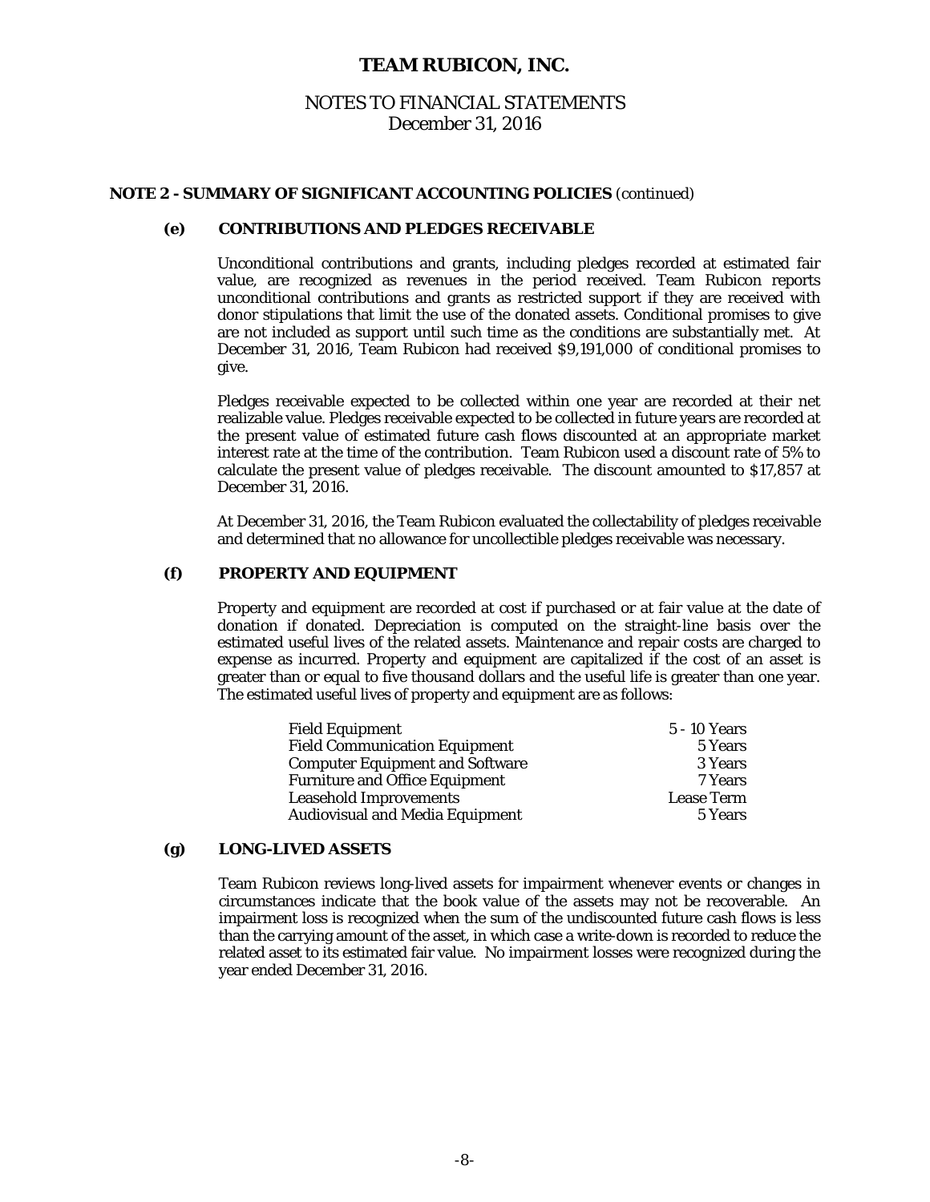# TEAM RUBICON, INC.

## NOTES TO FINANCIAL STATEMENTS
December 31, 2016

### NOTE 2 - SUMMARY OF SIGNIFICANT ACCOUNTING POLICIES *(continued)*

#### (e) CONTRIBUTIONS AND PLEDGES RECEIVABLE

Unconditional contributions and grants, including pledges recorded at estimated fair value, are recognized as revenues in the period received. Team Rubicon reports unconditional contributions and grants as restricted support if they are received with donor stipulations that limit the use of the donated assets. Conditional promises to give are not included as support until such time as the conditions are substantially met. At December 31, 2016, Team Rubicon had received $9,191,000 of conditional promises to give.

Pledges receivable expected to be collected within one year are recorded at their net realizable value. Pledges receivable expected to be collected in future years are recorded at the present value of estimated future cash flows discounted at an appropriate market interest rate at the time of the contribution. Team Rubicon used a discount rate of 5% to calculate the present value of pledges receivable. The discount amounted to $17,857 at December 31, 2016.

At December 31, 2016, the Team Rubicon evaluated the collectability of pledges receivable and determined that no allowance for uncollectible pledges receivable was necessary.

#### (f) PROPERTY AND EQUIPMENT

Property and equipment are recorded at cost if purchased or at fair value at the date of donation if donated. Depreciation is computed on the straight-line basis over the estimated useful lives of the related assets. Maintenance and repair costs are charged to expense as incurred. Property and equipment are capitalized if the cost of an asset is greater than or equal to five thousand dollars and the useful life is greater than one year. The estimated useful lives of property and equipment are as follows:

| | |
|---|---|
| Field Equipment | 5 - 10 Years |
| Field Communication Equipment | 5 Years |
| Computer Equipment and Software | 3 Years |
| Furniture and Office Equipment | 7 Years |
| Leasehold Improvements | Lease Term |
| Audiovisual and Media Equipment | 5 Years |

#### (g) LONG-LIVED ASSETS

Team Rubicon reviews long-lived assets for impairment whenever events or changes in circumstances indicate that the book value of the assets may not be recoverable. An impairment loss is recognized when the sum of the undiscounted future cash flows is less than the carrying amount of the asset, in which case a write-down is recorded to reduce the related asset to its estimated fair value. No impairment losses were recognized during the year ended December 31, 2016.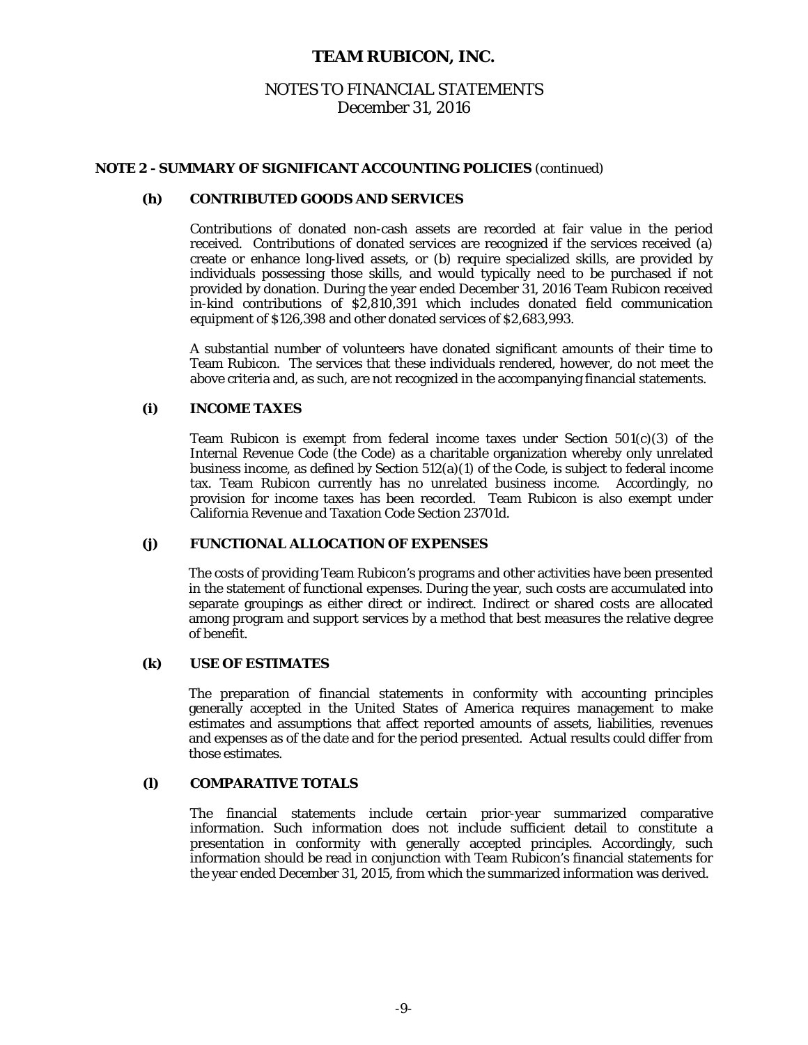# TEAM RUBICON, INC.

## NOTES TO FINANCIAL STATEMENTS
December 31, 2016

### NOTE 2 - SUMMARY OF SIGNIFICANT ACCOUNTING POLICIES *(continued)*

#### (h) CONTRIBUTED GOODS AND SERVICES

Contributions of donated non-cash assets are recorded at fair value in the period received. Contributions of donated services are recognized if the services received (a) create or enhance long-lived assets, or (b) require specialized skills, are provided by individuals possessing those skills, and would typically need to be purchased if not provided by donation. During the year ended December 31, 2016 Team Rubicon received in-kind contributions of $2,810,391 which includes donated field communication equipment of $126,398 and other donated services of $2,683,993.

A substantial number of volunteers have donated significant amounts of their time to Team Rubicon. The services that these individuals rendered, however, do not meet the above criteria and, as such, are not recognized in the accompanying financial statements.

#### (i) INCOME TAXES

Team Rubicon is exempt from federal income taxes under Section 501(c)(3) of the Internal Revenue Code (the Code) as a charitable organization whereby only unrelated business income, as defined by Section 512(a)(1) of the Code, is subject to federal income tax. Team Rubicon currently has no unrelated business income. Accordingly, no provision for income taxes has been recorded. Team Rubicon is also exempt under California Revenue and Taxation Code Section 23701d.

#### (j) FUNCTIONAL ALLOCATION OF EXPENSES

The costs of providing Team Rubicon's programs and other activities have been presented in the statement of functional expenses. During the year, such costs are accumulated into separate groupings as either direct or indirect. Indirect or shared costs are allocated among program and support services by a method that best measures the relative degree of benefit.

#### (k) USE OF ESTIMATES

The preparation of financial statements in conformity with accounting principles generally accepted in the United States of America requires management to make estimates and assumptions that affect reported amounts of assets, liabilities, revenues and expenses as of the date and for the period presented. Actual results could differ from those estimates.

#### (l) COMPARATIVE TOTALS

The financial statements include certain prior-year summarized comparative information. Such information does not include sufficient detail to constitute a presentation in conformity with generally accepted principles. Accordingly, such information should be read in conjunction with Team Rubicon's financial statements for the year ended December 31, 2015, from which the summarized information was derived.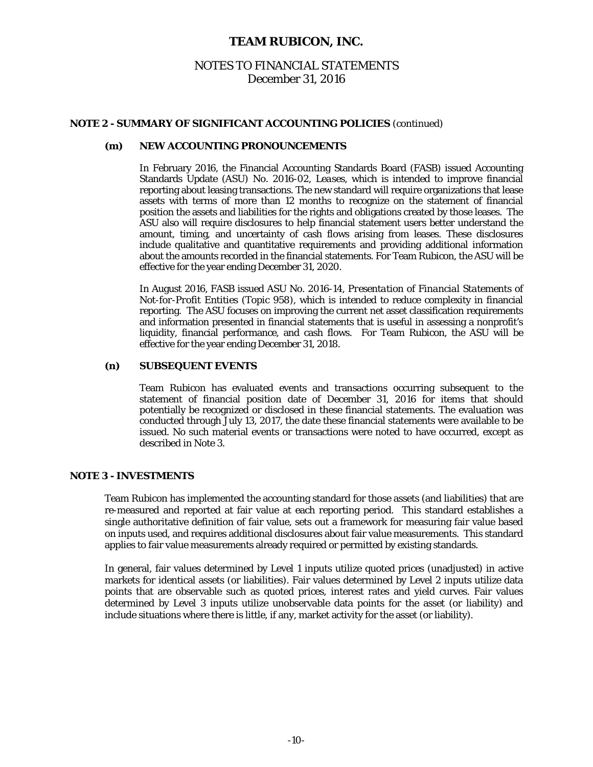## NOTE 2 - SUMMARY OF SIGNIFICANT ACCOUNTING POLICIES *(continued)*

### (m) NEW ACCOUNTING PRONOUNCEMENTS

In February 2016, the Financial Accounting Standards Board (FASB) issued Accounting Standards Update (ASU) No. 2016-02, *Leases*, which is intended to improve financial reporting about leasing transactions. The new standard will require organizations that lease assets with terms of more than 12 months to recognize on the statement of financial position the assets and liabilities for the rights and obligations created by those leases. The ASU also will require disclosures to help financial statement users better understand the amount, timing, and uncertainty of cash flows arising from leases. These disclosures include qualitative and quantitative requirements and providing additional information about the amounts recorded in the financial statements. For Team Rubicon, the ASU will be effective for the year ending December 31, 2020.

In August 2016, FASB issued ASU No. 2016-14, *Presentation of Financial Statements of Not-for-Profit Entities (Topic 958)*, which is intended to reduce complexity in financial reporting. The ASU focuses on improving the current net asset classification requirements and information presented in financial statements that is useful in assessing a nonprofit's liquidity, financial performance, and cash flows. For Team Rubicon, the ASU will be effective for the year ending December 31, 2018.

### (n) SUBSEQUENT EVENTS

Team Rubicon has evaluated events and transactions occurring subsequent to the statement of financial position date of December 31, 2016 for items that should potentially be recognized or disclosed in these financial statements. The evaluation was conducted through July 13, 2017, the date these financial statements were available to be issued. No such material events or transactions were noted to have occurred, except as described in Note 3.

## NOTE 3 - INVESTMENTS

Team Rubicon has implemented the accounting standard for those assets (and liabilities) that are re-measured and reported at fair value at each reporting period. This standard establishes a single authoritative definition of fair value, sets out a framework for measuring fair value based on inputs used, and requires additional disclosures about fair value measurements. This standard applies to fair value measurements already required or permitted by existing standards.

In general, fair values determined by Level 1 inputs utilize quoted prices (unadjusted) in active markets for identical assets (or liabilities). Fair values determined by Level 2 inputs utilize data points that are observable such as quoted prices, interest rates and yield curves. Fair values determined by Level 3 inputs utilize unobservable data points for the asset (or liability) and include situations where there is little, if any, market activity for the asset (or liability).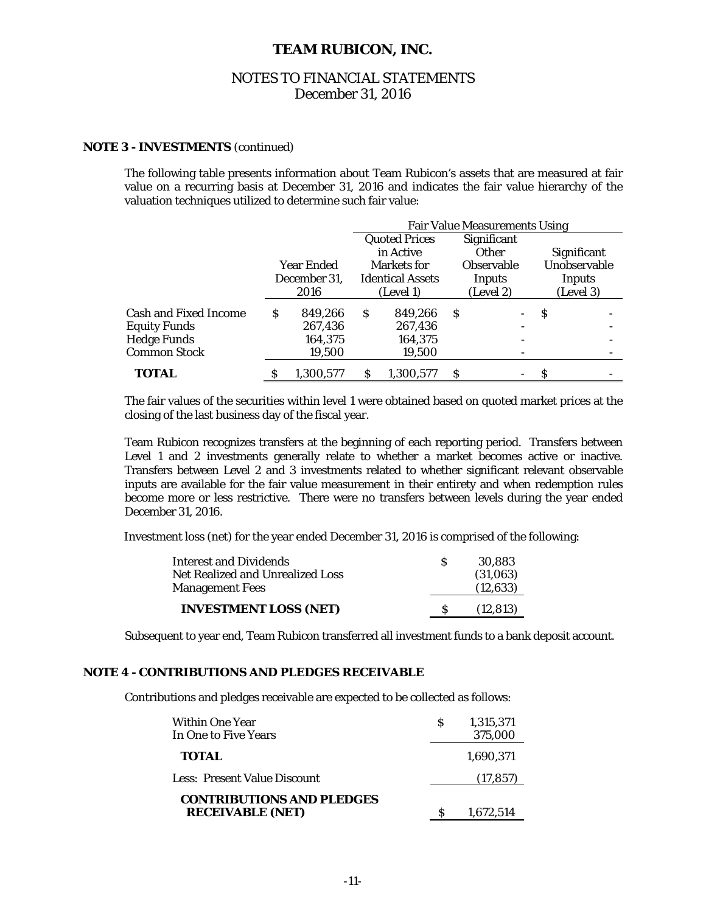## NOTE 3 - INVESTMENTS (continued)

The following table presents information about Team Rubicon's assets that are measured at fair value on a recurring basis at December 31, 2016 and indicates the fair value hierarchy of the valuation techniques utilized to determine such fair value:

| | | Fair Value Measurements Using | | |
|---|---|---|---|---|
| | Year Ended December 31, 2016 | Quoted Prices in Active Markets for Identical Assets (Level 1) | Significant Other Observable Inputs (Level 2) | Significant Unobservable Inputs (Level 3) |
| Cash and Fixed Income | $ 849,266 | $ 849,266 | $ - | $ - |
| Equity Funds | 267,436 | 267,436 | - | - |
| Hedge Funds | 164,375 | 164,375 | - | - |
| Common Stock | 19,500 | 19,500 | - | - |
| **TOTAL** | $ 1,300,577 | $ 1,300,577 | $ - | $ - |

The fair values of the securities within level 1 were obtained based on quoted market prices at the closing of the last business day of the fiscal year.

Team Rubicon recognizes transfers at the beginning of each reporting period. Transfers between Level 1 and 2 investments generally relate to whether a market becomes active or inactive. Transfers between Level 2 and 3 investments related to whether significant relevant observable inputs are available for the fair value measurement in their entirety and when redemption rules become more or less restrictive. There were no transfers between levels during the year ended December 31, 2016.

Investment loss (net) for the year ended December 31, 2016 is comprised of the following:

| | |
|---|---|
| Interest and Dividends | $ 30,883 |
| Net Realized and Unrealized Loss | (31,063) |
| Management Fees | (12,633) |
| **INVESTMENT LOSS (NET)** | $ (12,813) |

Subsequent to year end, Team Rubicon transferred all investment funds to a bank deposit account.

## NOTE 4 - CONTRIBUTIONS AND PLEDGES RECEIVABLE

Contributions and pledges receivable are expected to be collected as follows:

| | |
|---|---|
| Within One Year | $ 1,315,371 |
| In One to Five Years | 375,000 |
| **TOTAL** | 1,690,371 |
| Less: Present Value Discount | (17,857) |
| **CONTRIBUTIONS AND PLEDGES RECEIVABLE (NET)** | $ 1,672,514 |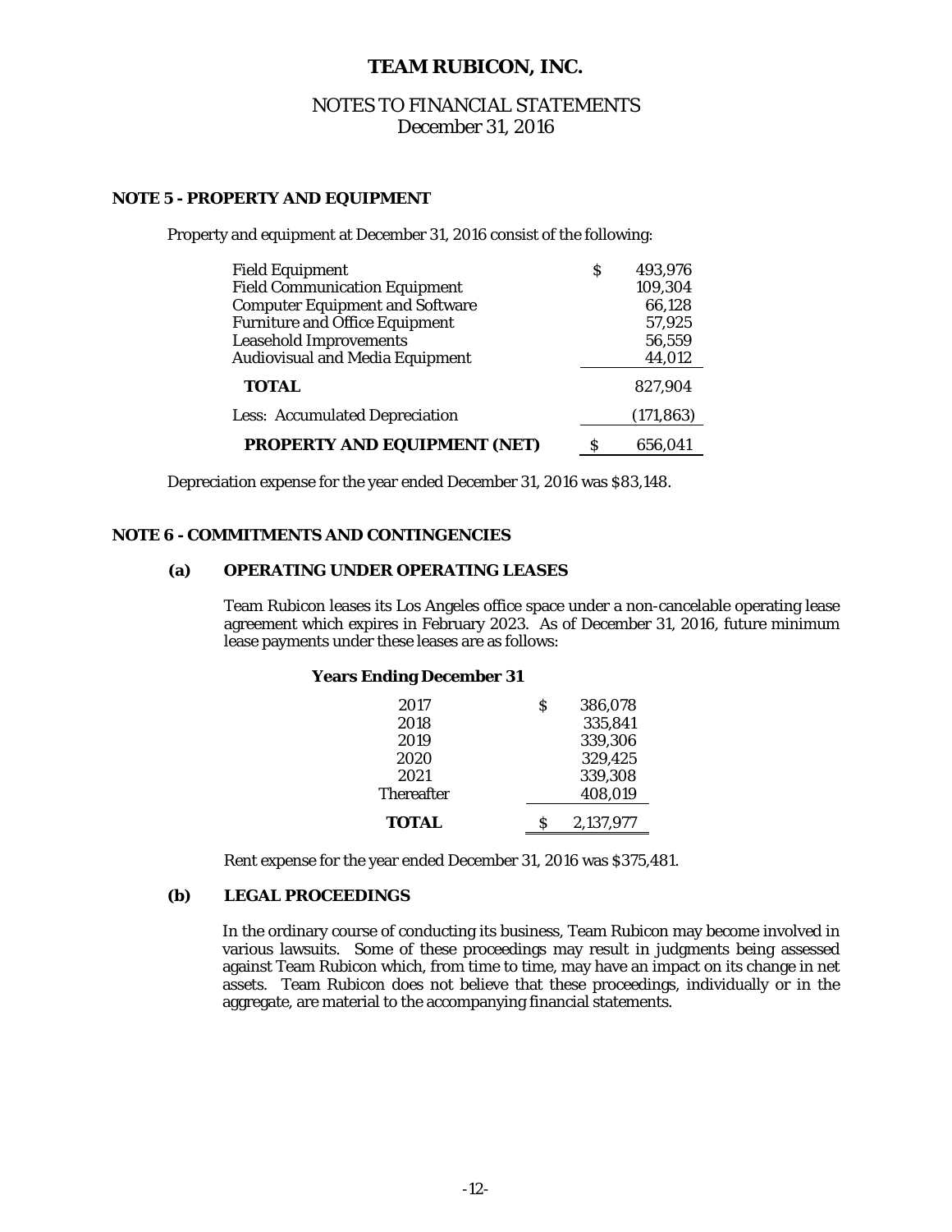# TEAM RUBICON, INC.

## NOTES TO FINANCIAL STATEMENTS
December 31, 2016

### NOTE 5 - PROPERTY AND EQUIPMENT

Property and equipment at December 31, 2016 consist of the following:

| | |
|---|---|
| Field Equipment | $ 493,976 |
| Field Communication Equipment | 109,304 |
| Computer Equipment and Software | 66,128 |
| Furniture and Office Equipment | 57,925 |
| Leasehold Improvements | 56,559 |
| Audiovisual and Media Equipment | 44,012 |
| **TOTAL** | 827,904 |
| Less: Accumulated Depreciation | (171,863) |
| **PROPERTY AND EQUIPMENT (NET)** | $ 656,041 |

Depreciation expense for the year ended December 31, 2016 was $83,148.

### NOTE 6 - COMMITMENTS AND CONTINGENCIES

#### (a) OPERATING UNDER OPERATING LEASES

Team Rubicon leases its Los Angeles office space under a non-cancelable operating lease agreement which expires in February 2023. As of December 31, 2016, future minimum lease payments under these leases are as follows:

| Years Ending December 31 | |
|---|---|
| 2017 | $ 386,078 |
| 2018 | 335,841 |
| 2019 | 339,306 |
| 2020 | 329,425 |
| 2021 | 339,308 |
| Thereafter | 408,019 |
| **TOTAL** | $ 2,137,977 |

Rent expense for the year ended December 31, 2016 was $375,481.

#### (b) LEGAL PROCEEDINGS

In the ordinary course of conducting its business, Team Rubicon may become involved in various lawsuits. Some of these proceedings may result in judgments being assessed against Team Rubicon which, from time to time, may have an impact on its change in net assets. Team Rubicon does not believe that these proceedings, individually or in the aggregate, are material to the accompanying financial statements.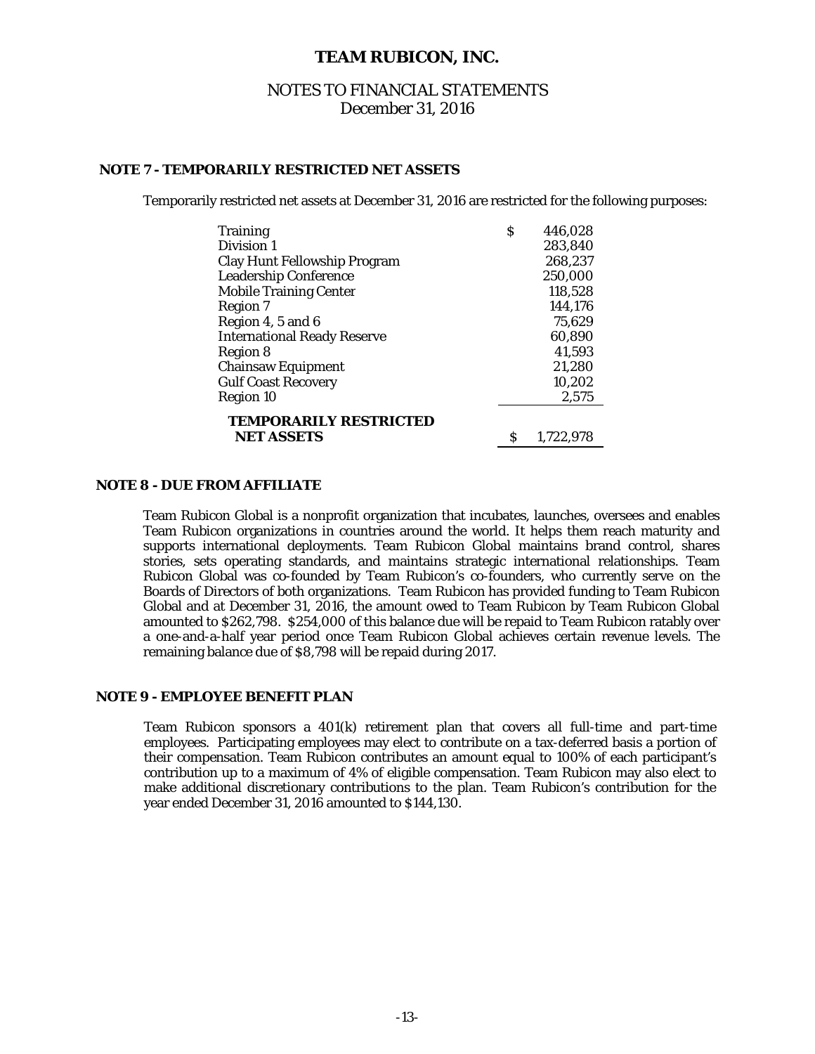# TEAM RUBICON, INC.

## NOTES TO FINANCIAL STATEMENTS
December 31, 2016

### NOTE 7 - TEMPORARILY RESTRICTED NET ASSETS

Temporarily restricted net assets at December 31, 2016 are restricted for the following purposes:

| | | |
|---|---|---|
| Training | $ | 446,028 |
| Division 1 | | 283,840 |
| Clay Hunt Fellowship Program | | 268,237 |
| Leadership Conference | | 250,000 |
| Mobile Training Center | | 118,528 |
| Region 7 | | 144,176 |
| Region 4, 5 and 6 | | 75,629 |
| International Ready Reserve | | 60,890 |
| Region 8 | | 41,593 |
| Chainsaw Equipment | | 21,280 |
| Gulf Coast Recovery | | 10,202 |
| Region 10 | | 2,575 |
| **TEMPORARILY RESTRICTED NET ASSETS** | $ | 1,722,978 |

### NOTE 8 - DUE FROM AFFILIATE

Team Rubicon Global is a nonprofit organization that incubates, launches, oversees and enables Team Rubicon organizations in countries around the world. It helps them reach maturity and supports international deployments. Team Rubicon Global maintains brand control, shares stories, sets operating standards, and maintains strategic international relationships. Team Rubicon Global was co-founded by Team Rubicon's co-founders, who currently serve on the Boards of Directors of both organizations. Team Rubicon has provided funding to Team Rubicon Global and at December 31, 2016, the amount owed to Team Rubicon by Team Rubicon Global amounted to $262,798. $254,000 of this balance due will be repaid to Team Rubicon ratably over a one-and-a-half year period once Team Rubicon Global achieves certain revenue levels. The remaining balance due of $8,798 will be repaid during 2017.

### NOTE 9 - EMPLOYEE BENEFIT PLAN

Team Rubicon sponsors a 401(k) retirement plan that covers all full-time and part-time employees. Participating employees may elect to contribute on a tax-deferred basis a portion of their compensation. Team Rubicon contributes an amount equal to 100% of each participant's contribution up to a maximum of 4% of eligible compensation. Team Rubicon may also elect to make additional discretionary contributions to the plan. Team Rubicon's contribution for the year ended December 31, 2016 amounted to $144,130.